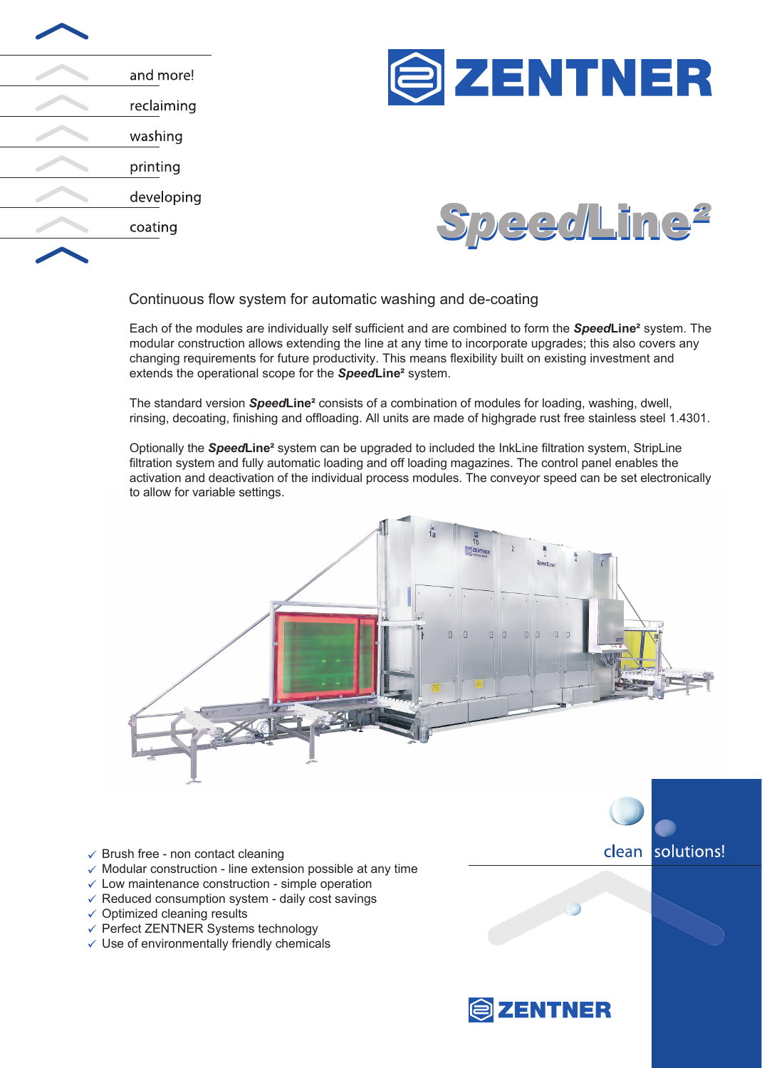- and more!
- reclaiming
- washing
- printing
- developing
- coating

# ZENTNER

# ***Speed*Line²**

## Continuous flow system for automatic washing and de-coating

Each of the modules are individually self sufficient and are combined to form the ***Speed*Line²** system. The modular construction allows extending the line at any time to incorporate upgrades; this also covers any changing requirements for future productivity. This means flexibility built on existing investment and extends the operational scope for the ***Speed*Line²** system.

The standard version ***Speed*Line²** consists of a combination of modules for loading, washing, dwell, rinsing, decoating, finishing and offloading. All units are made of highgrade rust free stainless steel 1.4301.

Optionally the ***Speed*Line²** system can be upgraded to included the InkLine filtration system, StripLine filtration system and fully automatic loading and off loading magazines. The control panel enables the activation and deactivation of the individual process modules. The conveyor speed can be set electronically to allow for variable settings.

- ✓ Brush free - non contact cleaning
- ✓ Modular construction - line extension possible at any time
- ✓ Low maintenance construction - simple operation
- ✓ Reduced consumption system - daily cost savings
- ✓ Optimized cleaning results
- ✓ Perfect ZENTNER Systems technology
- ✓ Use of environmentally friendly chemicals

clean solutions!

ZENTNER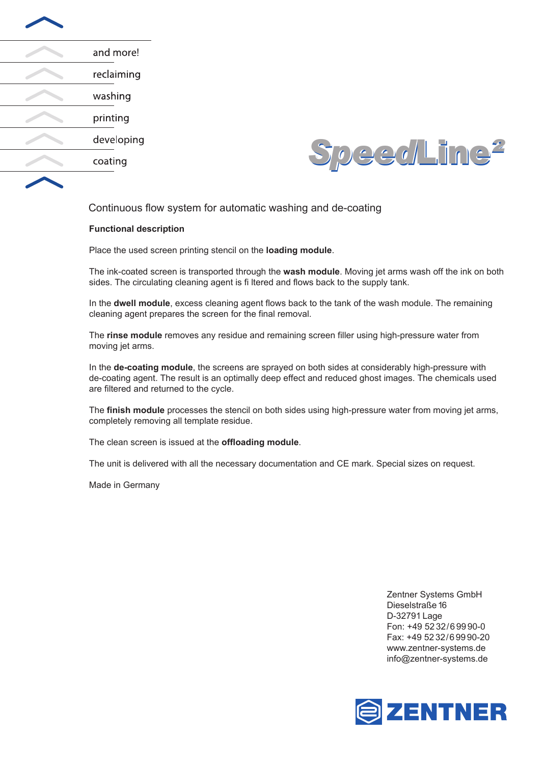and more!

reclaiming

washing

printing

developing

coating

# SpeedLine²

Continuous flow system for automatic washing and de-coating

**Functional description**

Place the used screen printing stencil on the **loading module**.

The ink-coated screen is transported through the **wash module**. Moving jet arms wash off the ink on both sides. The circulating cleaning agent is fi ltered and flows back to the supply tank.

In the **dwell module**, excess cleaning agent flows back to the tank of the wash module. The remaining cleaning agent prepares the screen for the final removal.

The **rinse module** removes any residue and remaining screen filler using high-pressure water from moving jet arms.

In the **de-coating module**, the screens are sprayed on both sides at considerably high-pressure with de-coating agent. The result is an optimally deep effect and reduced ghost images. The chemicals used are filtered and returned to the cycle.

The **finish module** processes the stencil on both sides using high-pressure water from moving jet arms, completely removing all template residue.

The clean screen is issued at the **offloading module**.

The unit is delivered with all the necessary documentation and CE mark. Special sizes on request.

Made in Germany

Zentner Systems GmbH
Dieselstraße 16
D-32791 Lage
Fon: +49 52 32/6 99 90-0
Fax: +49 52 32/6 99 90-20
www.zentner-systems.de
info@zentner-systems.de

ZENTNER